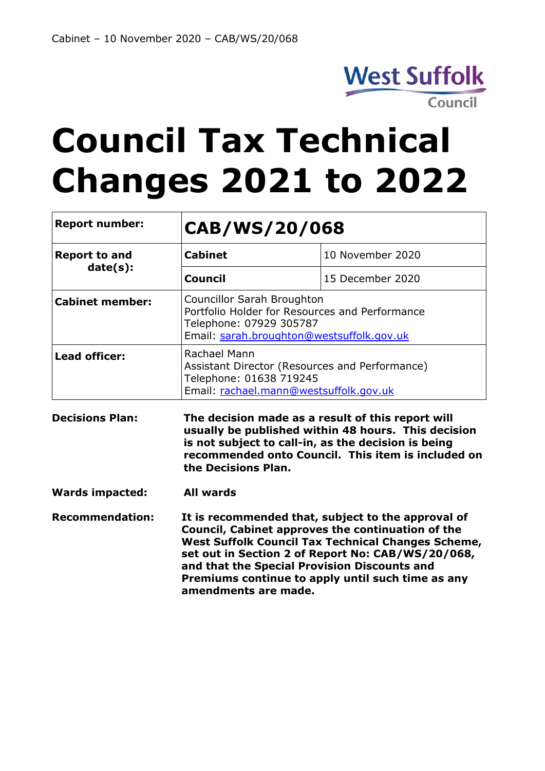# Council Tax Technical Changes 2021 to 2022

| **Report number:** | **CAB/WS/20/068** | |
|---|---|---|
| **Report to and date(s):** | **Cabinet** | 10 November 2020 |
| | **Council** | 15 December 2020 |
| **Cabinet member:** | Councillor Sarah Broughton<br>Portfolio Holder for Resources and Performance<br>Telephone: 07929 305787<br>Email: sarah.broughton@westsuffolk.gov.uk | |
| **Lead officer:** | Rachael Mann<br>Assistant Director (Resources and Performance)<br>Telephone: 01638 719245<br>Email: rachael.mann@westsuffolk.gov.uk | |

**Decisions Plan:** **The decision made as a result of this report will usually be published within 48 hours. This decision is not subject to call-in, as the decision is being recommended onto Council. This item is included on the Decisions Plan.**

**Wards impacted:** **All wards**

**Recommendation:** **It is recommended that, subject to the approval of Council, Cabinet approves the continuation of the West Suffolk Council Tax Technical Changes Scheme, set out in Section 2 of Report No: CAB/WS/20/068, and that the Special Provision Discounts and Premiums continue to apply until such time as any amendments are made.**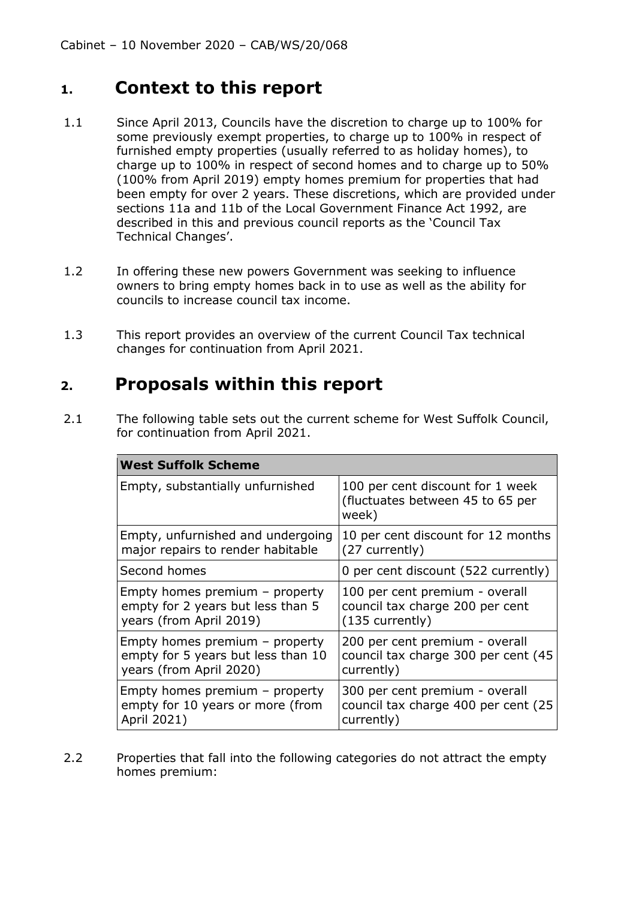## 1. Context to this report

1.1 Since April 2013, Councils have the discretion to charge up to 100% for some previously exempt properties, to charge up to 100% in respect of furnished empty properties (usually referred to as holiday homes), to charge up to 100% in respect of second homes and to charge up to 50% (100% from April 2019) empty homes premium for properties that had been empty for over 2 years. These discretions, which are provided under sections 11a and 11b of the Local Government Finance Act 1992, are described in this and previous council reports as the 'Council Tax Technical Changes'.

1.2 In offering these new powers Government was seeking to influence owners to bring empty homes back in to use as well as the ability for councils to increase council tax income.

1.3 This report provides an overview of the current Council Tax technical changes for continuation from April 2021.

## 2. Proposals within this report

2.1 The following table sets out the current scheme for West Suffolk Council, for continuation from April 2021.

| **West Suffolk Scheme** | |
|---|---|
| Empty, substantially unfurnished | 100 per cent discount for 1 week (fluctuates between 45 to 65 per week) |
| Empty, unfurnished and undergoing major repairs to render habitable | 10 per cent discount for 12 months (27 currently) |
| Second homes | 0 per cent discount (522 currently) |
| Empty homes premium – property empty for 2 years but less than 5 years (from April 2019) | 100 per cent premium - overall council tax charge 200 per cent (135 currently) |
| Empty homes premium – property empty for 5 years but less than 10 years (from April 2020) | 200 per cent premium - overall council tax charge 300 per cent (45 currently) |
| Empty homes premium – property empty for 10 years or more (from April 2021) | 300 per cent premium - overall council tax charge 400 per cent (25 currently) |

2.2 Properties that fall into the following categories do not attract the empty homes premium: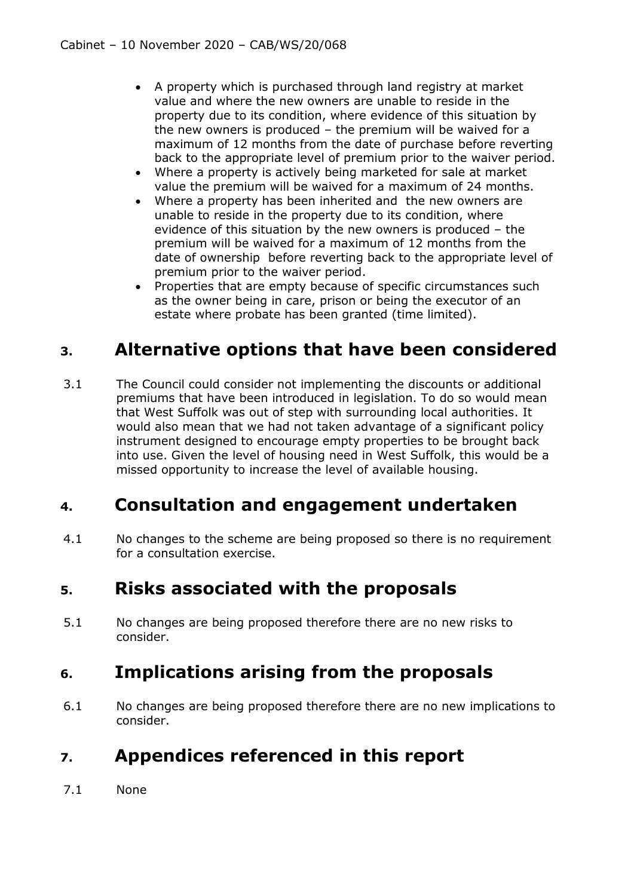- A property which is purchased through land registry at market value and where the new owners are unable to reside in the property due to its condition, where evidence of this situation by the new owners is produced – the premium will be waived for a maximum of 12 months from the date of purchase before reverting back to the appropriate level of premium prior to the waiver period.
- Where a property is actively being marketed for sale at market value the premium will be waived for a maximum of 24 months.
- Where a property has been inherited and the new owners are unable to reside in the property due to its condition, where evidence of this situation by the new owners is produced – the premium will be waived for a maximum of 12 months from the date of ownership before reverting back to the appropriate level of premium prior to the waiver period.
- Properties that are empty because of specific circumstances such as the owner being in care, prison or being the executor of an estate where probate has been granted (time limited).

## 3. Alternative options that have been considered

3.1 The Council could consider not implementing the discounts or additional premiums that have been introduced in legislation. To do so would mean that West Suffolk was out of step with surrounding local authorities. It would also mean that we had not taken advantage of a significant policy instrument designed to encourage empty properties to be brought back into use. Given the level of housing need in West Suffolk, this would be a missed opportunity to increase the level of available housing.

## 4. Consultation and engagement undertaken

4.1 No changes to the scheme are being proposed so there is no requirement for a consultation exercise.

## 5. Risks associated with the proposals

5.1 No changes are being proposed therefore there are no new risks to consider.

## 6. Implications arising from the proposals

6.1 No changes are being proposed therefore there are no new implications to consider.

## 7. Appendices referenced in this report

7.1 None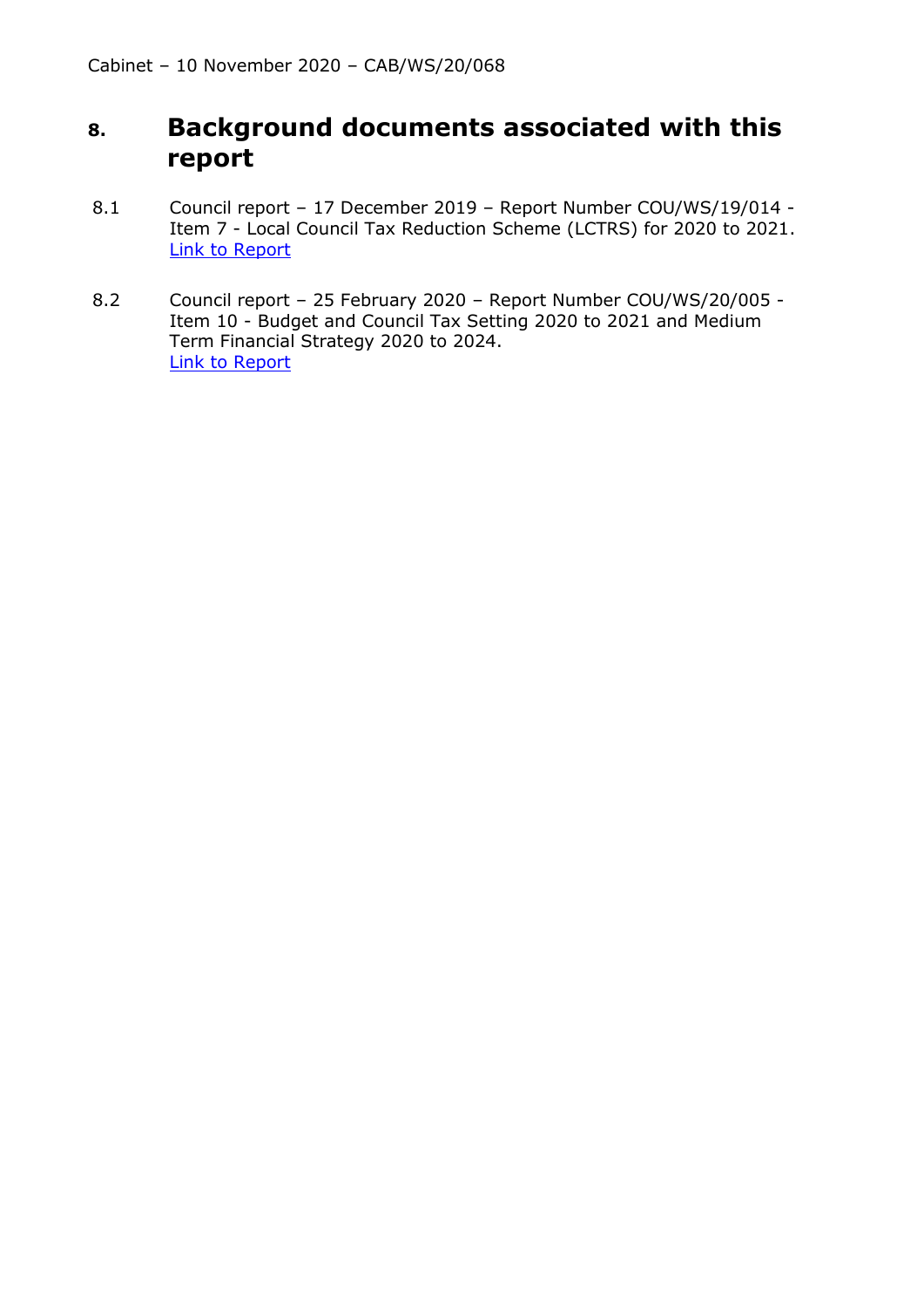## 8. Background documents associated with this report

8.1 Council report – 17 December 2019 – Report Number COU/WS/19/014 - Item 7 - Local Council Tax Reduction Scheme (LCTRS) for 2020 to 2021.
Link to Report

8.2 Council report – 25 February 2020 – Report Number COU/WS/20/005 - Item 10 - Budget and Council Tax Setting 2020 to 2021 and Medium Term Financial Strategy 2020 to 2024.
Link to Report